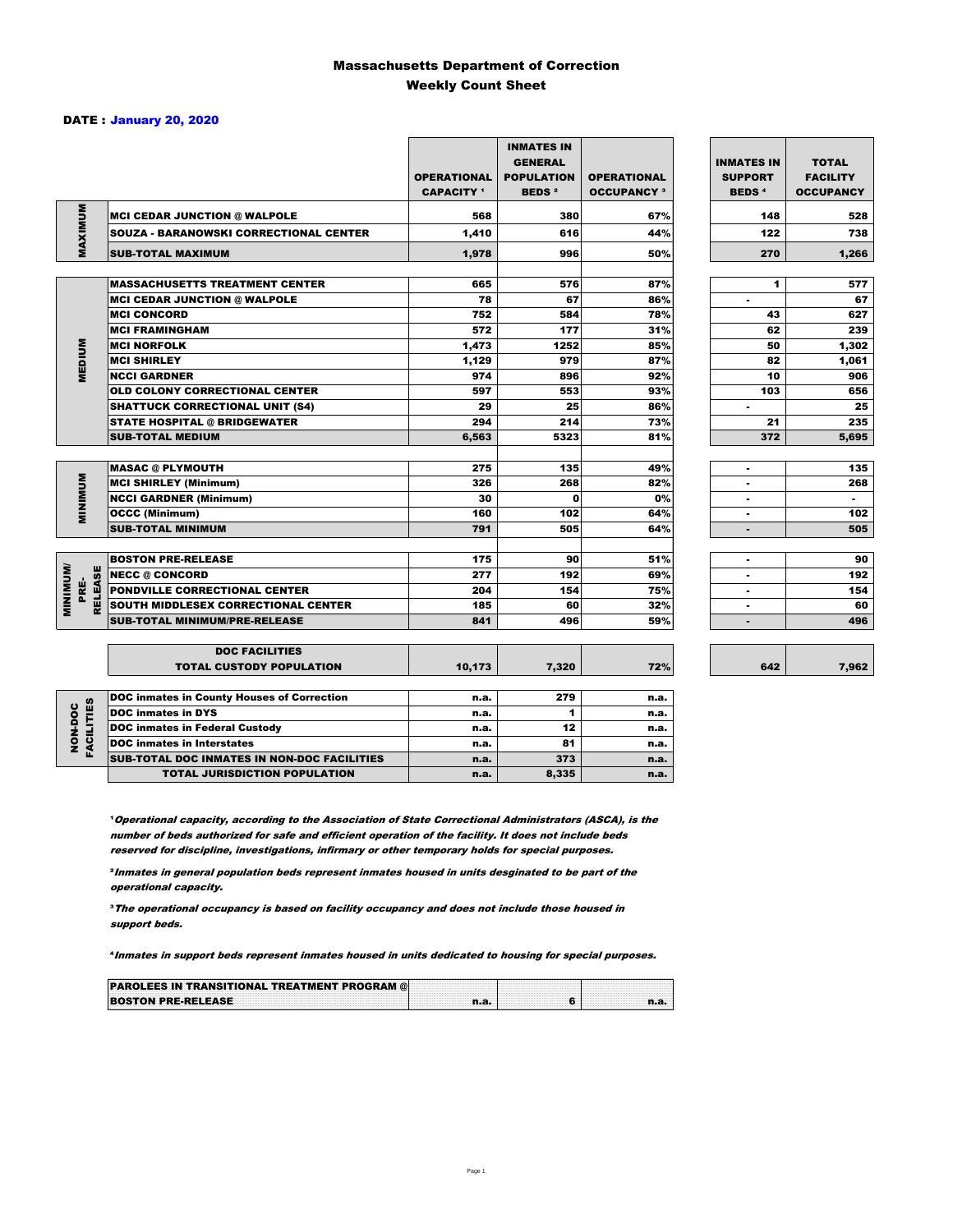# Massachusetts Department of Correction
## Weekly Count Sheet

**DATE : January 20, 2020**

| | | OPERATIONAL CAPACITY [1] | INMATES IN GENERAL POPULATION BEDS [2] | OPERATIONAL OCCUPANCY [3] | INMATES IN SUPPORT BEDS [4] | TOTAL FACILITY OCCUPANCY |
|---|---|---|---|---|---|---|
| MAXIMUM | MCI CEDAR JUNCTION @ WALPOLE | 568 | 380 | 67% | 148 | 528 |
| | SOUZA - BARANOWSKI CORRECTIONAL CENTER | 1,410 | 616 | 44% | 122 | 738 |
| | SUB-TOTAL MAXIMUM | 1,978 | 996 | 50% | 270 | 1,266 |
| MEDIUM | MASSACHUSETTS TREATMENT CENTER | 665 | 576 | 87% | 1 | 577 |
| | MCI CEDAR JUNCTION @ WALPOLE | 78 | 67 | 86% | - | 67 |
| | MCI CONCORD | 752 | 584 | 78% | 43 | 627 |
| | MCI FRAMINGHAM | 572 | 177 | 31% | 62 | 239 |
| | MCI NORFOLK | 1,473 | 1252 | 85% | 50 | 1,302 |
| | MCI SHIRLEY | 1,129 | 979 | 87% | 82 | 1,061 |
| | NCCI GARDNER | 974 | 896 | 92% | 10 | 906 |
| | OLD COLONY CORRECTIONAL CENTER | 597 | 553 | 93% | 103 | 656 |
| | SHATTUCK CORRECTIONAL UNIT (S4) | 29 | 25 | 86% | - | 25 |
| | STATE HOSPITAL @ BRIDGEWATER | 294 | 214 | 73% | 21 | 235 |
| | SUB-TOTAL MEDIUM | 6,563 | 5323 | 81% | 372 | 5,695 |
| MINIMUM | MASAC @ PLYMOUTH | 275 | 135 | 49% | - | 135 |
| | MCI SHIRLEY (Minimum) | 326 | 268 | 82% | - | 268 |
| | NCCI GARDNER (Minimum) | 30 | 0 | 0% | - | - |
| | OCCC (Minimum) | 160 | 102 | 64% | - | 102 |
| | SUB-TOTAL MINIMUM | 791 | 505 | 64% | - | 505 |
| MINIMUM/ PRE-RELEASE | BOSTON PRE-RELEASE | 175 | 90 | 51% | - | 90 |
| | NECC @ CONCORD | 277 | 192 | 69% | - | 192 |
| | PONDVILLE CORRECTIONAL CENTER | 204 | 154 | 75% | - | 154 |
| | SOUTH MIDDLESEX CORRECTIONAL CENTER | 185 | 60 | 32% | - | 60 |
| | SUB-TOTAL MINIMUM/PRE-RELEASE | 841 | 496 | 59% | - | 496 |
| | DOC FACILITIES TOTAL CUSTODY POPULATION | 10,173 | 7,320 | 72% | 642 | 7,962 |
| NON-DOC FACILITIES | DOC inmates in County Houses of Correction | n.a. | 279 | n.a. | | |
| | DOC inmates in DYS | n.a. | 1 | n.a. | | |
| | DOC inmates in Federal Custody | n.a. | 12 | n.a. | | |
| | DOC inmates in Interstates | n.a. | 81 | n.a. | | |
| | SUB-TOTAL DOC INMATES IN NON-DOC FACILITIES | n.a. | 373 | n.a. | | |
| | TOTAL JURISDICTION POPULATION | n.a. | 8,335 | n.a. | | |

[1] *Operational capacity, according to the Association of State Correctional Administrators (ASCA), is the number of beds authorized for safe and efficient operation of the facility. It does not include beds reserved for discipline, investigations, infirmary or other temporary holds for special purposes.*

[2] *Inmates in general population beds represent inmates housed in units desginated to be part of the operational capacity.*

[3] *The operational occupancy is based on facility occupancy and does not include those housed in support beds.*

[4] *Inmates in support beds represent inmates housed in units dedicated to housing for special purposes.*

| | | | |
|---|---|---|---|
| PAROLEES IN TRANSITIONAL TREATMENT PROGRAM @ BOSTON PRE-RELEASE | n.a. | 6 | n.a. |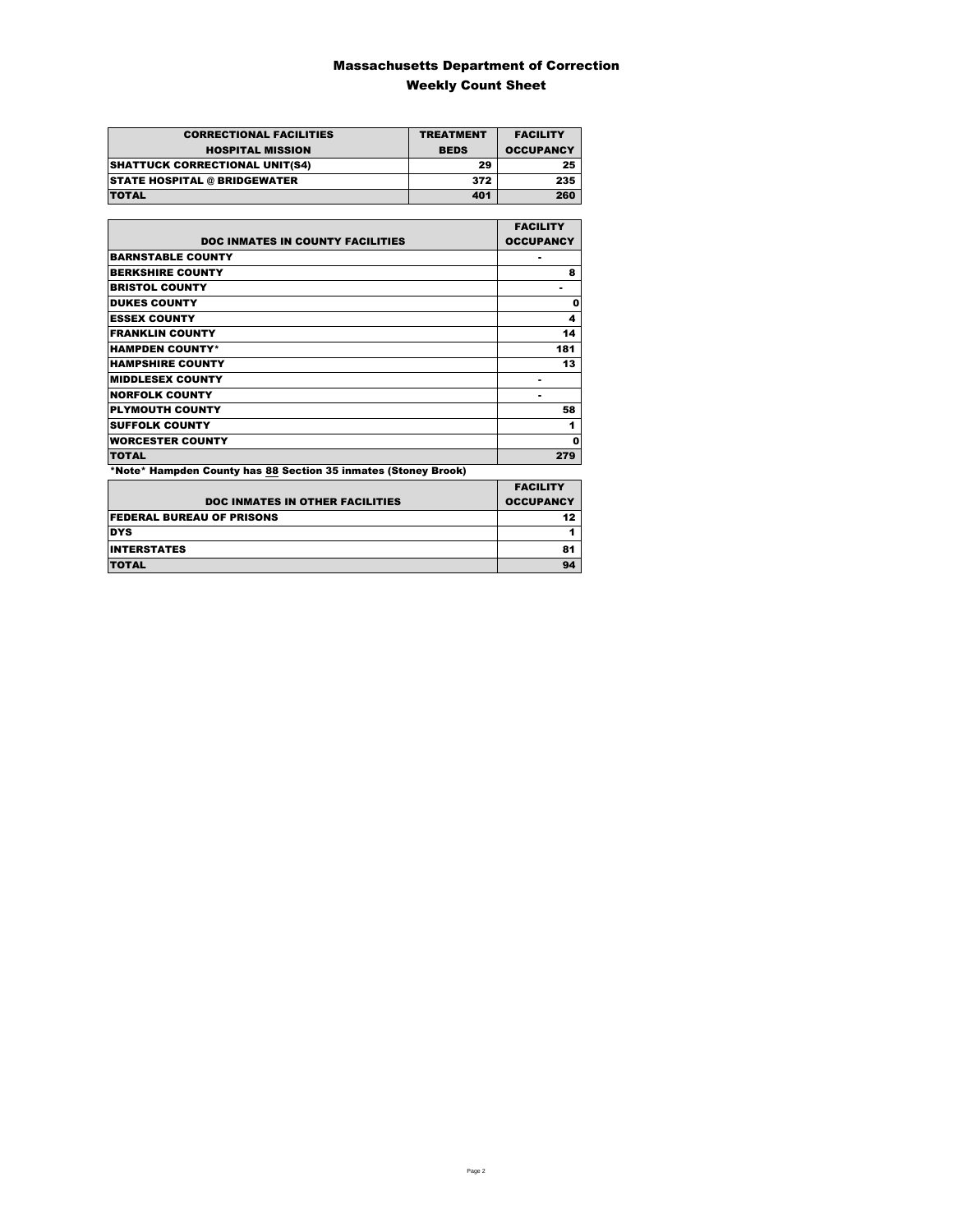# Massachusetts Department of Correction

## Weekly Count Sheet

| CORRECTIONAL FACILITIES HOSPITAL MISSION | TREATMENT BEDS | FACILITY OCCUPANCY |
|---|---|---|
| SHATTUCK CORRECTIONAL UNIT(S4) | 29 | 25 |
| STATE HOSPITAL @ BRIDGEWATER | 372 | 235 |
| TOTAL | 401 | 260 |

| DOC INMATES IN COUNTY FACILITIES | FACILITY OCCUPANCY |
|---|---|
| BARNSTABLE COUNTY | - |
| BERKSHIRE COUNTY | 8 |
| BRISTOL COUNTY | - |
| DUKES COUNTY | 0 |
| ESSEX COUNTY | 4 |
| FRANKLIN COUNTY | 14 |
| HAMPDEN COUNTY* | 181 |
| HAMPSHIRE COUNTY | 13 |
| MIDDLESEX COUNTY | - |
| NORFOLK COUNTY | - |
| PLYMOUTH COUNTY | 58 |
| SUFFOLK COUNTY | 1 |
| WORCESTER COUNTY | 0 |
| TOTAL | 279 |

*Note* Hampden County has 88 Section 35 inmates (Stoney Brook)

| DOC INMATES IN OTHER FACILITIES | FACILITY OCCUPANCY |
|---|---|
| FEDERAL BUREAU OF PRISONS | 12 |
| DYS | 1 |
| INTERSTATES | 81 |
| TOTAL | 94 |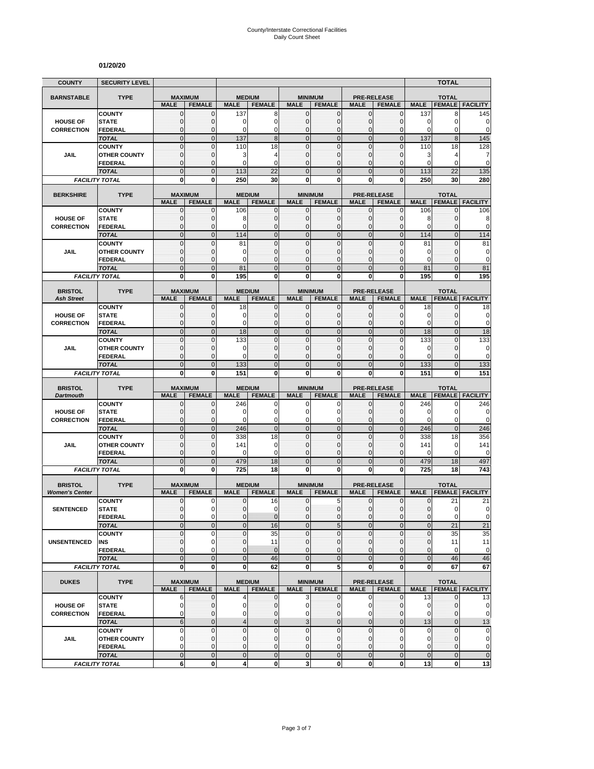County/Interstate Correctional Facilities
Daily Count Sheet

**01/20/20**

| COUNTY | SECURITY LEVEL | | | | | | | | | | TOTAL | |
|---|---|---|---|---|---|---|---|---|---|---|---|---|
| **BARNSTABLE** | **TYPE** | **MAXIMUM** | | **MEDIUM** | | **MINIMUM** | | **PRE-RELEASE** | | **TOTAL** | | |
| | | **MALE** | **FEMALE** | **MALE** | **FEMALE** | **MALE** | **FEMALE** | **MALE** | **FEMALE** | **MALE** | **FEMALE** | **FACILITY** |
| **HOUSE OF CORRECTION** | COUNTY | 0 | 0 | 137 | 8 | 0 | 0 | 0 | 0 | 137 | 8 | 145 |
| | STATE | 0 | 0 | 0 | 0 | 0 | 0 | 0 | 0 | 0 | 0 | 0 |
| | FEDERAL | 0 | 0 | 0 | 0 | 0 | 0 | 0 | 0 | 0 | 0 | 0 |
| | *TOTAL* | 0 | 0 | 137 | 8 | 0 | 0 | 0 | 0 | 137 | 8 | 145 |
| **JAIL** | COUNTY | 0 | 0 | 110 | 18 | 0 | 0 | 0 | 0 | 110 | 18 | 128 |
| | OTHER COUNTY | 0 | 0 | 3 | 4 | 0 | 0 | 0 | 0 | 3 | 4 | 7 |
| | FEDERAL | 0 | 0 | 0 | 0 | 0 | 0 | 0 | 0 | 0 | 0 | 0 |
| | *TOTAL* | 0 | 0 | 113 | 22 | 0 | 0 | 0 | 0 | 113 | 22 | 135 |
| *FACILITY TOTAL* | | **0** | **0** | **250** | **30** | **0** | **0** | **0** | **0** | **250** | **30** | **280** |
| **BERKSHIRE** | **TYPE** | **MAXIMUM** | | **MEDIUM** | | **MINIMUM** | | **PRE-RELEASE** | | **TOTAL** | | |
| | | **MALE** | **FEMALE** | **MALE** | **FEMALE** | **MALE** | **FEMALE** | **MALE** | **FEMALE** | **MALE** | **FEMALE** | **FACILITY** |
| **HOUSE OF CORRECTION** | COUNTY | 0 | 0 | 106 | 0 | 0 | 0 | 0 | 0 | 106 | 0 | 106 |
| | STATE | 0 | 0 | 8 | 0 | 0 | 0 | 0 | 0 | 8 | 0 | 8 |
| | FEDERAL | 0 | 0 | 0 | 0 | 0 | 0 | 0 | 0 | 0 | 0 | 0 |
| | *TOTAL* | 0 | 0 | 114 | 0 | 0 | 0 | 0 | 0 | 114 | 0 | 114 |
| **JAIL** | COUNTY | 0 | 0 | 81 | 0 | 0 | 0 | 0 | 0 | 81 | 0 | 81 |
| | OTHER COUNTY | 0 | 0 | 0 | 0 | 0 | 0 | 0 | 0 | 0 | 0 | 0 |
| | FEDERAL | 0 | 0 | 0 | 0 | 0 | 0 | 0 | 0 | 0 | 0 | 0 |
| | *TOTAL* | 0 | 0 | 81 | 0 | 0 | 0 | 0 | 0 | 81 | 0 | 81 |
| *FACILITY TOTAL* | | **0** | **0** | **195** | **0** | **0** | **0** | **0** | **0** | **195** | **0** | **195** |
| **BRISTOL** *Ash Street* | **TYPE** | **MAXIMUM** | | **MEDIUM** | | **MINIMUM** | | **PRE-RELEASE** | | **TOTAL** | | |
| | | **MALE** | **FEMALE** | **MALE** | **FEMALE** | **MALE** | **FEMALE** | **MALE** | **FEMALE** | **MALE** | **FEMALE** | **FACILITY** |
| **HOUSE OF CORRECTION** | COUNTY | 0 | 0 | 18 | 0 | 0 | 0 | 0 | 0 | 18 | 0 | 18 |
| | STATE | 0 | 0 | 0 | 0 | 0 | 0 | 0 | 0 | 0 | 0 | 0 |
| | FEDERAL | 0 | 0 | 0 | 0 | 0 | 0 | 0 | 0 | 0 | 0 | 0 |
| | *TOTAL* | 0 | 0 | 18 | 0 | 0 | 0 | 0 | 0 | 18 | 0 | 18 |
| **JAIL** | COUNTY | 0 | 0 | 133 | 0 | 0 | 0 | 0 | 0 | 133 | 0 | 133 |
| | OTHER COUNTY | 0 | 0 | 0 | 0 | 0 | 0 | 0 | 0 | 0 | 0 | 0 |
| | FEDERAL | 0 | 0 | 0 | 0 | 0 | 0 | 0 | 0 | 0 | 0 | 0 |
| | *TOTAL* | 0 | 0 | 133 | 0 | 0 | 0 | 0 | 0 | 133 | 0 | 133 |
| *FACILITY TOTAL* | | **0** | **0** | **151** | **0** | **0** | **0** | **0** | **0** | **151** | **0** | **151** |
| **BRISTOL** *Dartmouth* | **TYPE** | **MAXIMUM** | | **MEDIUM** | | **MINIMUM** | | **PRE-RELEASE** | | **TOTAL** | | |
| | | **MALE** | **FEMALE** | **MALE** | **FEMALE** | **MALE** | **FEMALE** | **MALE** | **FEMALE** | **MALE** | **FEMALE** | **FACILITY** |
| **HOUSE OF CORRECTION** | COUNTY | 0 | 0 | 246 | 0 | 0 | 0 | 0 | 0 | 246 | 0 | 246 |
| | STATE | 0 | 0 | 0 | 0 | 0 | 0 | 0 | 0 | 0 | 0 | 0 |
| | FEDERAL | 0 | 0 | 0 | 0 | 0 | 0 | 0 | 0 | 0 | 0 | 0 |
| | *TOTAL* | 0 | 0 | 246 | 0 | 0 | 0 | 0 | 0 | 246 | 0 | 246 |
| **JAIL** | COUNTY | 0 | 0 | 338 | 18 | 0 | 0 | 0 | 0 | 338 | 18 | 356 |
| | OTHER COUNTY | 0 | 0 | 141 | 0 | 0 | 0 | 0 | 0 | 141 | 0 | 141 |
| | FEDERAL | 0 | 0 | 0 | 0 | 0 | 0 | 0 | 0 | 0 | 0 | 0 |
| | *TOTAL* | 0 | 0 | 479 | 18 | 0 | 0 | 0 | 0 | 479 | 18 | 497 |
| *FACILITY TOTAL* | | **0** | **0** | **725** | **18** | **0** | **0** | **0** | **0** | **725** | **18** | **743** |
| **BRISTOL** *Women's Center* | **TYPE** | **MAXIMUM** | | **MEDIUM** | | **MINIMUM** | | **PRE-RELEASE** | | **TOTAL** | | |
| | | **MALE** | **FEMALE** | **MALE** | **FEMALE** | **MALE** | **FEMALE** | **MALE** | **FEMALE** | **MALE** | **FEMALE** | **FACILITY** |
| **SENTENCED** | COUNTY | 0 | 0 | 0 | 16 | 0 | 5 | 0 | 0 | 0 | 21 | 21 |
| | STATE | 0 | 0 | 0 | 0 | 0 | 0 | 0 | 0 | 0 | 0 | 0 |
| | FEDERAL | 0 | 0 | 0 | 0 | 0 | 0 | 0 | 0 | 0 | 0 | 0 |
| | *TOTAL* | 0 | 0 | 0 | 16 | 0 | 5 | 0 | 0 | 0 | 21 | 21 |
| **UNSENTENCED** | COUNTY | 0 | 0 | 0 | 35 | 0 | 0 | 0 | 0 | 0 | 35 | 35 |
| | INS | 0 | 0 | 0 | 11 | 0 | 0 | 0 | 0 | 0 | 11 | 11 |
| | FEDERAL | 0 | 0 | 0 | 0 | 0 | 0 | 0 | 0 | 0 | 0 | 0 |
| | *TOTAL* | 0 | 0 | 0 | 46 | 0 | 0 | 0 | 0 | 0 | 46 | 46 |
| *FACILITY TOTAL* | | **0** | **0** | **0** | **62** | **0** | **5** | **0** | **0** | **0** | **67** | **67** |
| **DUKES** | **TYPE** | **MAXIMUM** | | **MEDIUM** | | **MINIMUM** | | **PRE-RELEASE** | | **TOTAL** | | |
| | | **MALE** | **FEMALE** | **MALE** | **FEMALE** | **MALE** | **FEMALE** | **MALE** | **FEMALE** | **MALE** | **FEMALE** | **FACILITY** |
| **HOUSE OF CORRECTION** | COUNTY | 6 | 0 | 4 | 0 | 3 | 0 | 0 | 0 | 13 | 0 | 13 |
| | STATE | 0 | 0 | 0 | 0 | 0 | 0 | 0 | 0 | 0 | 0 | 0 |
| | FEDERAL | 0 | 0 | 0 | 0 | 0 | 0 | 0 | 0 | 0 | 0 | 0 |
| | *TOTAL* | 6 | 0 | 4 | 0 | 3 | 0 | 0 | 0 | 13 | 0 | 13 |
| **JAIL** | COUNTY | 0 | 0 | 0 | 0 | 0 | 0 | 0 | 0 | 0 | 0 | 0 |
| | OTHER COUNTY | 0 | 0 | 0 | 0 | 0 | 0 | 0 | 0 | 0 | 0 | 0 |
| | FEDERAL | 0 | 0 | 0 | 0 | 0 | 0 | 0 | 0 | 0 | 0 | 0 |
| | *TOTAL* | 0 | 0 | 0 | 0 | 0 | 0 | 0 | 0 | 0 | 0 | 0 |
| *FACILITY TOTAL* | | **6** | **0** | **4** | **0** | **3** | **0** | **0** | **0** | **13** | **0** | **13** |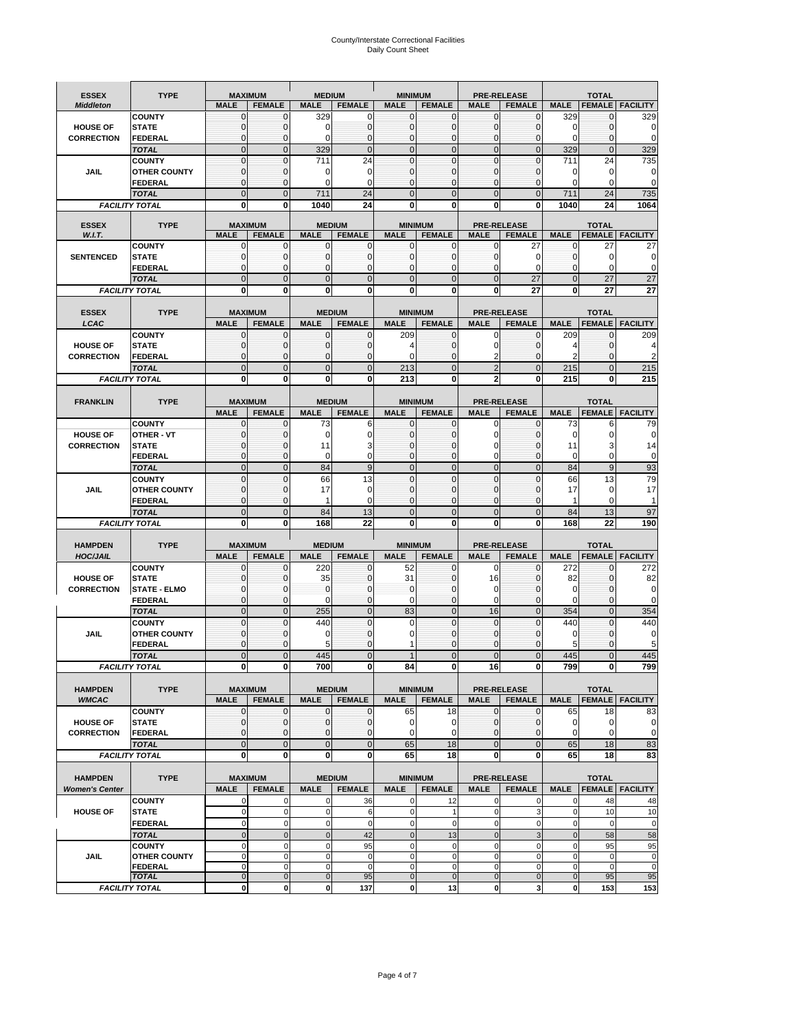# County/Interstate Correctional Facilities
## Daily Count Sheet

| ESSEX *Middleton* | TYPE | MAXIMUM MALE | MAXIMUM FEMALE | MEDIUM MALE | MEDIUM FEMALE | MINIMUM MALE | MINIMUM FEMALE | PRE-RELEASE MALE | PRE-RELEASE FEMALE | TOTAL MALE | TOTAL FEMALE | TOTAL FACILITY |
|---|---|---|---|---|---|---|---|---|---|---|---|---|
| HOUSE OF CORRECTION | COUNTY | 0 | 0 | 329 | 0 | 0 | 0 | 0 | 0 | 329 | 0 | 329 |
| | STATE | 0 | 0 | 0 | 0 | 0 | 0 | 0 | 0 | 0 | 0 | 0 |
| | FEDERAL | 0 | 0 | 0 | 0 | 0 | 0 | 0 | 0 | 0 | 0 | 0 |
| | *TOTAL* | 0 | 0 | 329 | 0 | 0 | 0 | 0 | 0 | 329 | 0 | 329 |
| JAIL | COUNTY | 0 | 0 | 711 | 24 | 0 | 0 | 0 | 0 | 711 | 24 | 735 |
| | OTHER COUNTY | 0 | 0 | 0 | 0 | 0 | 0 | 0 | 0 | 0 | 0 | 0 |
| | FEDERAL | 0 | 0 | 0 | 0 | 0 | 0 | 0 | 0 | 0 | 0 | 0 |
| | *TOTAL* | 0 | 0 | 711 | 24 | 0 | 0 | 0 | 0 | 711 | 24 | 735 |
| *FACILITY TOTAL* | | **0** | **0** | **1040** | **24** | **0** | **0** | **0** | **0** | **1040** | **24** | **1064** |

| ESSEX *W.I.T.* | TYPE | MAXIMUM MALE | MAXIMUM FEMALE | MEDIUM MALE | MEDIUM FEMALE | MINIMUM MALE | MINIMUM FEMALE | PRE-RELEASE MALE | PRE-RELEASE FEMALE | TOTAL MALE | TOTAL FEMALE | TOTAL FACILITY |
|---|---|---|---|---|---|---|---|---|---|---|---|---|
| SENTENCED | COUNTY | 0 | 0 | 0 | 0 | 0 | 0 | 0 | 27 | 0 | 27 | 27 |
| | STATE | 0 | 0 | 0 | 0 | 0 | 0 | 0 | 0 | 0 | 0 | 0 |
| | FEDERAL | 0 | 0 | 0 | 0 | 0 | 0 | 0 | 0 | 0 | 0 | 0 |
| | *TOTAL* | 0 | 0 | 0 | 0 | 0 | 0 | 0 | 27 | 0 | 27 | 27 |
| *FACILITY TOTAL* | | **0** | **0** | **0** | **0** | **0** | **0** | **0** | **27** | **0** | **27** | **27** |

| ESSEX *LCAC* | TYPE | MAXIMUM MALE | MAXIMUM FEMALE | MEDIUM MALE | MEDIUM FEMALE | MINIMUM MALE | MINIMUM FEMALE | PRE-RELEASE MALE | PRE-RELEASE FEMALE | TOTAL MALE | TOTAL FEMALE | TOTAL FACILITY |
|---|---|---|---|---|---|---|---|---|---|---|---|---|
| HOUSE OF CORRECTION | COUNTY | 0 | 0 | 0 | 0 | 209 | 0 | 0 | 0 | 209 | 0 | 209 |
| | STATE | 0 | 0 | 0 | 0 | 4 | 0 | 0 | 0 | 4 | 0 | 4 |
| | FEDERAL | 0 | 0 | 0 | 0 | 0 | 0 | 2 | 0 | 2 | 0 | 2 |
| | *TOTAL* | 0 | 0 | 0 | 0 | 213 | 0 | 2 | 0 | 215 | 0 | 215 |
| *FACILITY TOTAL* | | **0** | **0** | **0** | **0** | **213** | **0** | **2** | **0** | **215** | **0** | **215** |

| FRANKLIN | TYPE | MAXIMUM MALE | MAXIMUM FEMALE | MEDIUM MALE | MEDIUM FEMALE | MINIMUM MALE | MINIMUM FEMALE | PRE-RELEASE MALE | PRE-RELEASE FEMALE | TOTAL MALE | TOTAL FEMALE | TOTAL FACILITY |
|---|---|---|---|---|---|---|---|---|---|---|---|---|
| HOUSE OF CORRECTION | COUNTY | 0 | 0 | 73 | 6 | 0 | 0 | 0 | 0 | 73 | 6 | 79 |
| | OTHER - VT | 0 | 0 | 0 | 0 | 0 | 0 | 0 | 0 | 0 | 0 | 0 |
| | STATE | 0 | 0 | 11 | 3 | 0 | 0 | 0 | 0 | 11 | 3 | 14 |
| | FEDERAL | 0 | 0 | 0 | 0 | 0 | 0 | 0 | 0 | 0 | 0 | 0 |
| | *TOTAL* | 0 | 0 | 84 | 9 | 0 | 0 | 0 | 0 | 84 | 9 | 93 |
| JAIL | COUNTY | 0 | 0 | 66 | 13 | 0 | 0 | 0 | 0 | 66 | 13 | 79 |
| | OTHER COUNTY | 0 | 0 | 17 | 0 | 0 | 0 | 0 | 0 | 17 | 0 | 17 |
| | FEDERAL | 0 | 0 | 1 | 0 | 0 | 0 | 0 | 0 | 1 | 0 | 1 |
| | *TOTAL* | 0 | 0 | 84 | 13 | 0 | 0 | 0 | 0 | 84 | 13 | 97 |
| *FACILITY TOTAL* | | **0** | **0** | **168** | **22** | **0** | **0** | **0** | **0** | **168** | **22** | **190** |

| HAMPDEN *HOC/JAIL* | TYPE | MAXIMUM MALE | MAXIMUM FEMALE | MEDIUM MALE | MEDIUM FEMALE | MINIMUM MALE | MINIMUM FEMALE | PRE-RELEASE MALE | PRE-RELEASE FEMALE | TOTAL MALE | TOTAL FEMALE | TOTAL FACILITY |
|---|---|---|---|---|---|---|---|---|---|---|---|---|
| HOUSE OF CORRECTION | COUNTY | 0 | 0 | 220 | 0 | 52 | 0 | 0 | 0 | 272 | 0 | 272 |
| | STATE | 0 | 0 | 35 | 0 | 31 | 0 | 16 | 0 | 82 | 0 | 82 |
| | STATE - ELMO | 0 | 0 | 0 | 0 | 0 | 0 | 0 | 0 | 0 | 0 | 0 |
| | FEDERAL | 0 | 0 | 0 | 0 | 0 | 0 | 0 | 0 | 0 | 0 | 0 |
| | *TOTAL* | 0 | 0 | 255 | 0 | 83 | 0 | 16 | 0 | 354 | 0 | 354 |
| JAIL | COUNTY | 0 | 0 | 440 | 0 | 0 | 0 | 0 | 0 | 440 | 0 | 440 |
| | OTHER COUNTY | 0 | 0 | 0 | 0 | 0 | 0 | 0 | 0 | 0 | 0 | 0 |
| | FEDERAL | 0 | 0 | 5 | 0 | 1 | 0 | 0 | 0 | 5 | 0 | 5 |
| | *TOTAL* | 0 | 0 | 445 | 0 | 1 | 0 | 0 | 0 | 445 | 0 | 445 |
| *FACILITY TOTAL* | | **0** | **0** | **700** | **0** | **84** | **0** | **16** | **0** | **799** | **0** | **799** |

| HAMPDEN *WMCAC* | TYPE | MAXIMUM MALE | MAXIMUM FEMALE | MEDIUM MALE | MEDIUM FEMALE | MINIMUM MALE | MINIMUM FEMALE | PRE-RELEASE MALE | PRE-RELEASE FEMALE | TOTAL MALE | TOTAL FEMALE | TOTAL FACILITY |
|---|---|---|---|---|---|---|---|---|---|---|---|---|
| HOUSE OF CORRECTION | COUNTY | 0 | 0 | 0 | 0 | 65 | 18 | 0 | 0 | 65 | 18 | 83 |
| | STATE | 0 | 0 | 0 | 0 | 0 | 0 | 0 | 0 | 0 | 0 | 0 |
| | FEDERAL | 0 | 0 | 0 | 0 | 0 | 0 | 0 | 0 | 0 | 0 | 0 |
| | *TOTAL* | 0 | 0 | 0 | 0 | 65 | 18 | 0 | 0 | 65 | 18 | 83 |
| *FACILITY TOTAL* | | **0** | **0** | **0** | **0** | **65** | **18** | **0** | **0** | **65** | **18** | **83** |

| HAMPDEN *Women's Center* | TYPE | MAXIMUM MALE | MAXIMUM FEMALE | MEDIUM MALE | MEDIUM FEMALE | MINIMUM MALE | MINIMUM FEMALE | PRE-RELEASE MALE | PRE-RELEASE FEMALE | TOTAL MALE | TOTAL FEMALE | TOTAL FACILITY |
|---|---|---|---|---|---|---|---|---|---|---|---|---|
| HOUSE OF | COUNTY | 0 | 0 | 0 | 36 | 0 | 12 | 0 | 0 | 0 | 48 | 48 |
| | STATE | 0 | 0 | 0 | 6 | 0 | 1 | 0 | 3 | 0 | 10 | 10 |
| | FEDERAL | 0 | 0 | 0 | 0 | 0 | 0 | 0 | 0 | 0 | 0 | 0 |
| | *TOTAL* | 0 | 0 | 0 | 42 | 0 | 13 | 0 | 3 | 0 | 58 | 58 |
| JAIL | COUNTY | 0 | 0 | 0 | 95 | 0 | 0 | 0 | 0 | 0 | 95 | 95 |
| | OTHER COUNTY | 0 | 0 | 0 | 0 | 0 | 0 | 0 | 0 | 0 | 0 | 0 |
| | FEDERAL | 0 | 0 | 0 | 0 | 0 | 0 | 0 | 0 | 0 | 0 | 0 |
| | *TOTAL* | 0 | 0 | 0 | 95 | 0 | 0 | 0 | 0 | 0 | 95 | 95 |
| *FACILITY TOTAL* | | **0** | **0** | **0** | **137** | **0** | **13** | **0** | **3** | **0** | **153** | **153** |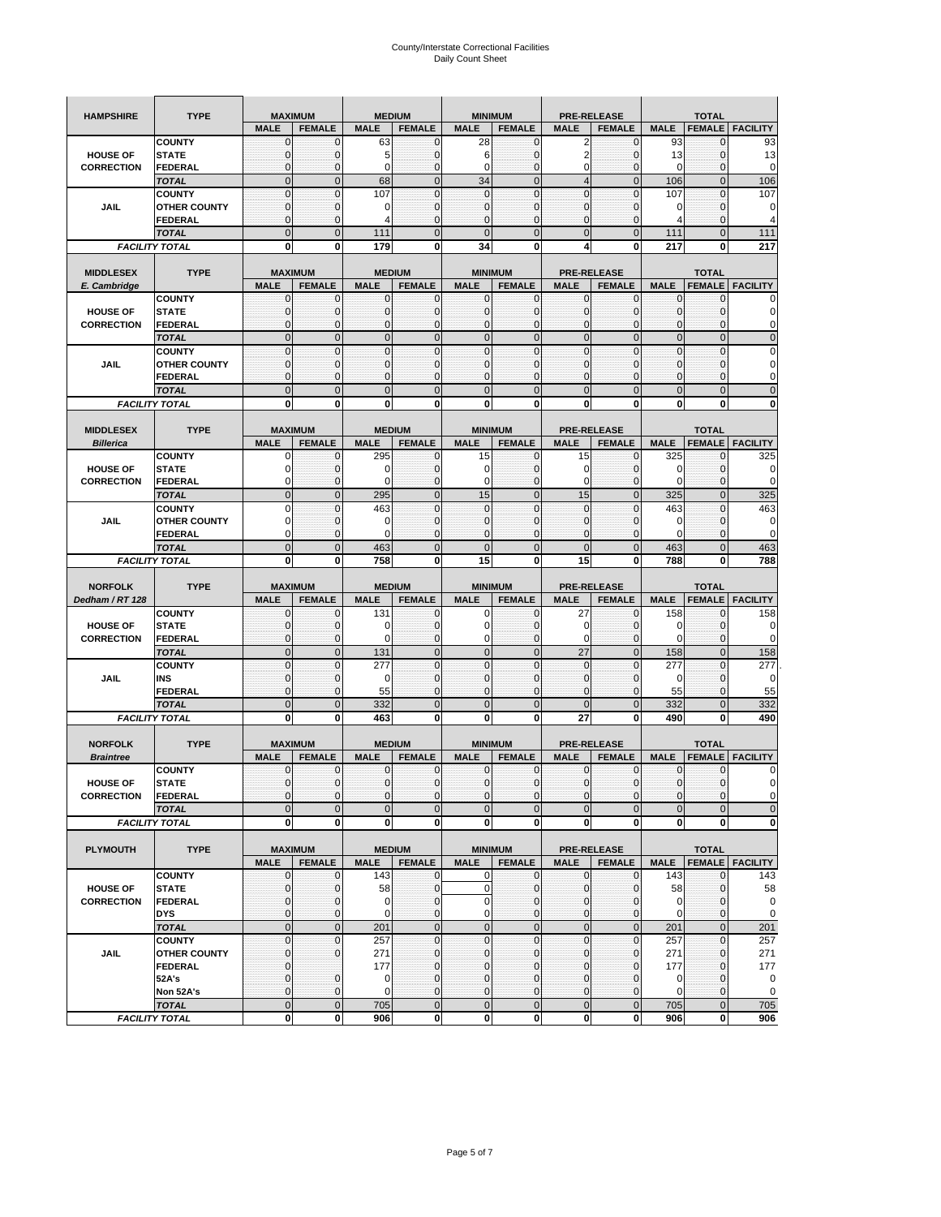# County/Interstate Correctional Facilities
## Daily Count Sheet

| HAMPSHIRE | TYPE | MAXIMUM | | MEDIUM | | MINIMUM | | PRE-RELEASE | | TOTAL | | |
|---|---|---|---|---|---|---|---|---|---|---|---|---|
| | | MALE | FEMALE | MALE | FEMALE | MALE | FEMALE | MALE | FEMALE | MALE | FEMALE | FACILITY |
| HOUSE OF CORRECTION | COUNTY | 0 | 0 | 63 | 0 | 28 | 0 | 2 | 0 | 93 | 0 | 93 |
| | STATE | 0 | 0 | 5 | 0 | 6 | 0 | 2 | 0 | 13 | 0 | 13 |
| | FEDERAL | 0 | 0 | 0 | 0 | 0 | 0 | 0 | 0 | 0 | 0 | 0 |
| | TOTAL | 0 | 0 | 68 | 0 | 34 | 0 | 4 | 0 | 106 | 0 | 106 |
| JAIL | COUNTY | 0 | 0 | 107 | 0 | 0 | 0 | 0 | 0 | 107 | 0 | 107 |
| | OTHER COUNTY | 0 | 0 | 0 | 0 | 0 | 0 | 0 | 0 | 0 | 0 | 0 |
| | FEDERAL | 0 | 0 | 4 | 0 | 0 | 0 | 0 | 0 | 4 | 0 | 4 |
| | TOTAL | 0 | 0 | 111 | 0 | 0 | 0 | 0 | 0 | 111 | 0 | 111 |
| FACILITY TOTAL | | 0 | 0 | 179 | 0 | 34 | 0 | 4 | 0 | 217 | 0 | 217 |

| MIDDLESEX E. Cambridge | TYPE | MAXIMUM | | MEDIUM | | MINIMUM | | PRE-RELEASE | | TOTAL | | |
|---|---|---|---|---|---|---|---|---|---|---|---|---|
| | | MALE | FEMALE | MALE | FEMALE | MALE | FEMALE | MALE | FEMALE | MALE | FEMALE | FACILITY |
| HOUSE OF CORRECTION | COUNTY | 0 | 0 | 0 | 0 | 0 | 0 | 0 | 0 | 0 | 0 | 0 |
| | STATE | 0 | 0 | 0 | 0 | 0 | 0 | 0 | 0 | 0 | 0 | 0 |
| | FEDERAL | 0 | 0 | 0 | 0 | 0 | 0 | 0 | 0 | 0 | 0 | 0 |
| | TOTAL | 0 | 0 | 0 | 0 | 0 | 0 | 0 | 0 | 0 | 0 | 0 |
| JAIL | COUNTY | 0 | 0 | 0 | 0 | 0 | 0 | 0 | 0 | 0 | 0 | 0 |
| | OTHER COUNTY | 0 | 0 | 0 | 0 | 0 | 0 | 0 | 0 | 0 | 0 | 0 |
| | FEDERAL | 0 | 0 | 0 | 0 | 0 | 0 | 0 | 0 | 0 | 0 | 0 |
| | TOTAL | 0 | 0 | 0 | 0 | 0 | 0 | 0 | 0 | 0 | 0 | 0 |
| FACILITY TOTAL | | 0 | 0 | 0 | 0 | 0 | 0 | 0 | 0 | 0 | 0 | 0 |

| MIDDLESEX Billerica | TYPE | MAXIMUM | | MEDIUM | | MINIMUM | | PRE-RELEASE | | TOTAL | | |
|---|---|---|---|---|---|---|---|---|---|---|---|---|
| | | MALE | FEMALE | MALE | FEMALE | MALE | FEMALE | MALE | FEMALE | MALE | FEMALE | FACILITY |
| HOUSE OF CORRECTION | COUNTY | 0 | 0 | 295 | 0 | 15 | 0 | 15 | 0 | 325 | 0 | 325 |
| | STATE | 0 | 0 | 0 | 0 | 0 | 0 | 0 | 0 | 0 | 0 | 0 |
| | FEDERAL | 0 | 0 | 0 | 0 | 0 | 0 | 0 | 0 | 0 | 0 | 0 |
| | TOTAL | 0 | 0 | 295 | 0 | 15 | 0 | 15 | 0 | 325 | 0 | 325 |
| JAIL | COUNTY | 0 | 0 | 463 | 0 | 0 | 0 | 0 | 0 | 463 | 0 | 463 |
| | OTHER COUNTY | 0 | 0 | 0 | 0 | 0 | 0 | 0 | 0 | 0 | 0 | 0 |
| | FEDERAL | 0 | 0 | 0 | 0 | 0 | 0 | 0 | 0 | 0 | 0 | 0 |
| | TOTAL | 0 | 0 | 463 | 0 | 0 | 0 | 0 | 0 | 463 | 0 | 463 |
| FACILITY TOTAL | | 0 | 0 | 758 | 0 | 15 | 0 | 15 | 0 | 788 | 0 | 788 |

| NORFOLK Dedham / RT 128 | TYPE | MAXIMUM | | MEDIUM | | MINIMUM | | PRE-RELEASE | | TOTAL | | |
|---|---|---|---|---|---|---|---|---|---|---|---|---|
| | | MALE | FEMALE | MALE | FEMALE | MALE | FEMALE | MALE | FEMALE | MALE | FEMALE | FACILITY |
| HOUSE OF CORRECTION | COUNTY | 0 | 0 | 131 | 0 | 0 | 0 | 27 | 0 | 158 | 0 | 158 |
| | STATE | 0 | 0 | 0 | 0 | 0 | 0 | 0 | 0 | 0 | 0 | 0 |
| | FEDERAL | 0 | 0 | 0 | 0 | 0 | 0 | 0 | 0 | 0 | 0 | 0 |
| | TOTAL | 0 | 0 | 131 | 0 | 0 | 0 | 27 | 0 | 158 | 0 | 158 |
| JAIL | COUNTY | 0 | 0 | 277 | 0 | 0 | 0 | 0 | 0 | 277 | 0 | 277 |
| | INS | 0 | 0 | 0 | 0 | 0 | 0 | 0 | 0 | 0 | 0 | 0 |
| | FEDERAL | 0 | 0 | 55 | 0 | 0 | 0 | 0 | 0 | 55 | 0 | 55 |
| | TOTAL | 0 | 0 | 332 | 0 | 0 | 0 | 0 | 0 | 332 | 0 | 332 |
| FACILITY TOTAL | | 0 | 0 | 463 | 0 | 0 | 0 | 27 | 0 | 490 | 0 | 490 |

| NORFOLK Braintree | TYPE | MAXIMUM | | MEDIUM | | MINIMUM | | PRE-RELEASE | | TOTAL | | |
|---|---|---|---|---|---|---|---|---|---|---|---|---|
| | | MALE | FEMALE | MALE | FEMALE | MALE | FEMALE | MALE | FEMALE | MALE | FEMALE | FACILITY |
| HOUSE OF CORRECTION | COUNTY | 0 | 0 | 0 | 0 | 0 | 0 | 0 | 0 | 0 | 0 | 0 |
| | STATE | 0 | 0 | 0 | 0 | 0 | 0 | 0 | 0 | 0 | 0 | 0 |
| | FEDERAL | 0 | 0 | 0 | 0 | 0 | 0 | 0 | 0 | 0 | 0 | 0 |
| | TOTAL | 0 | 0 | 0 | 0 | 0 | 0 | 0 | 0 | 0 | 0 | 0 |
| FACILITY TOTAL | | 0 | 0 | 0 | 0 | 0 | 0 | 0 | 0 | 0 | 0 | 0 |

| PLYMOUTH | TYPE | MAXIMUM | | MEDIUM | | MINIMUM | | PRE-RELEASE | | TOTAL | | |
|---|---|---|---|---|---|---|---|---|---|---|---|---|
| | | MALE | FEMALE | MALE | FEMALE | MALE | FEMALE | MALE | FEMALE | MALE | FEMALE | FACILITY |
| HOUSE OF CORRECTION | COUNTY | 0 | 0 | 143 | 0 | 0 | 0 | 0 | 0 | 143 | 0 | 143 |
| | STATE | 0 | 0 | 58 | 0 | 0 | 0 | 0 | 0 | 58 | 0 | 58 |
| | FEDERAL | 0 | 0 | 0 | 0 | 0 | 0 | 0 | 0 | 0 | 0 | 0 |
| | DYS | 0 | 0 | 0 | 0 | 0 | 0 | 0 | 0 | 0 | 0 | 0 |
| | TOTAL | 0 | 0 | 201 | 0 | 0 | 0 | 0 | 0 | 201 | 0 | 201 |
| JAIL | COUNTY | 0 | 0 | 257 | 0 | 0 | 0 | 0 | 0 | 257 | 0 | 257 |
| | OTHER COUNTY | 0 | 0 | 271 | 0 | 0 | 0 | 0 | 0 | 271 | 0 | 271 |
| | FEDERAL | 0 | | 177 | 0 | 0 | 0 | 0 | 0 | 177 | 0 | 177 |
| | 52A's | 0 | 0 | 0 | 0 | 0 | 0 | 0 | 0 | 0 | 0 | 0 |
| | Non 52A's | 0 | 0 | 0 | 0 | 0 | 0 | 0 | 0 | 0 | 0 | 0 |
| | TOTAL | 0 | 0 | 705 | 0 | 0 | 0 | 0 | 0 | 705 | 0 | 705 |
| FACILITY TOTAL | | 0 | 0 | 906 | 0 | 0 | 0 | 0 | 0 | 906 | 0 | 906 |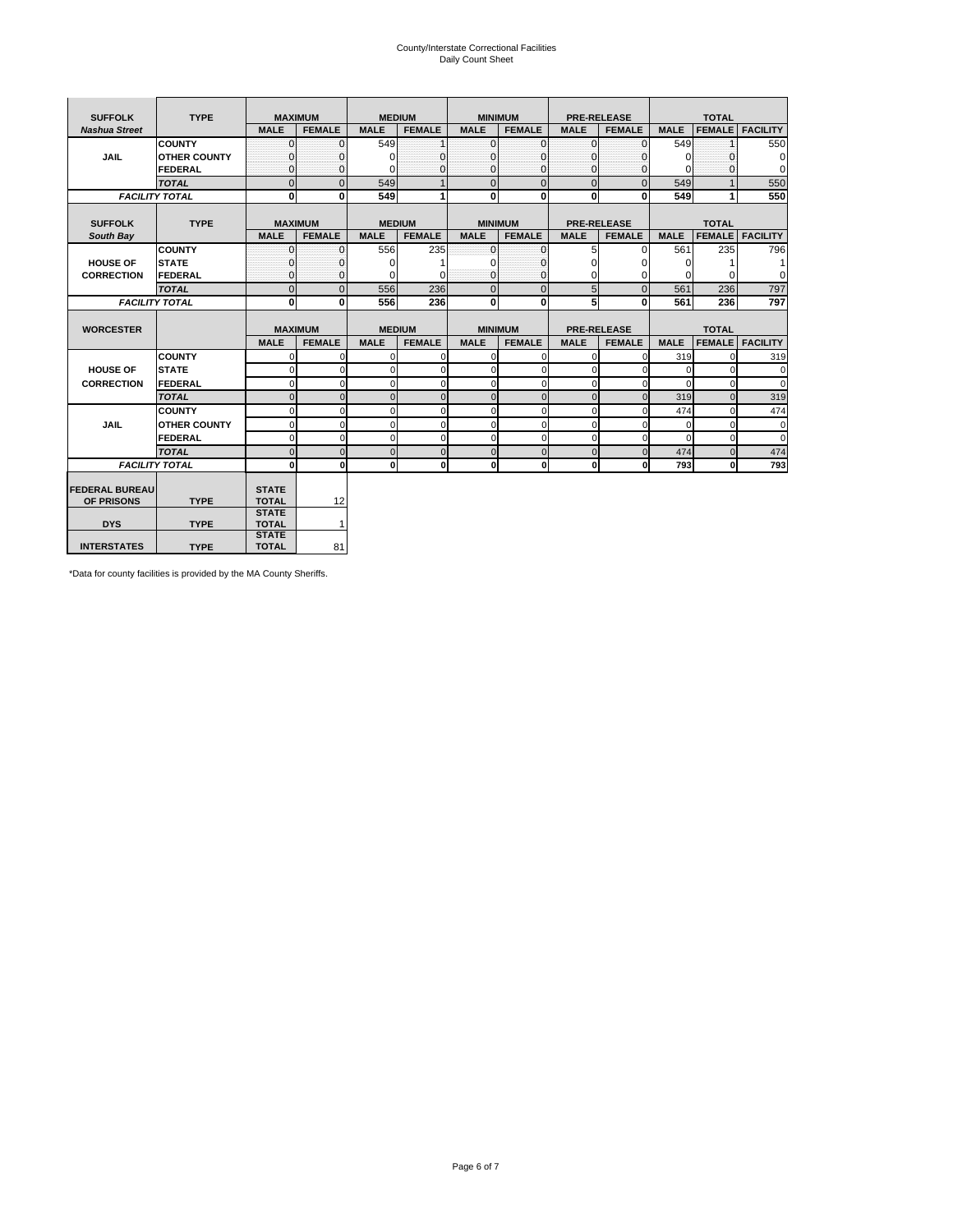County/Interstate Correctional Facilities
Daily Count Sheet

| SUFFOLK | TYPE | MAXIMUM | | MEDIUM | | MINIMUM | | PRE-RELEASE | | TOTAL | | |
|---|---|---|---|---|---|---|---|---|---|---|---|---|
| *Nashua Street* | | MALE | FEMALE | MALE | FEMALE | MALE | FEMALE | MALE | FEMALE | MALE | FEMALE | FACILITY |
| JAIL | COUNTY | 0 | 0 | 549 | 1 | 0 | 0 | 0 | 0 | 549 | 1 | 550 |
| | OTHER COUNTY | 0 | 0 | 0 | 0 | 0 | 0 | 0 | 0 | 0 | 0 | 0 |
| | FEDERAL | 0 | 0 | 0 | 0 | 0 | 0 | 0 | 0 | 0 | 0 | 0 |
| | *TOTAL* | 0 | 0 | 549 | 1 | 0 | 0 | 0 | 0 | 549 | 1 | 550 |
| *FACILITY TOTAL* | | 0 | 0 | 549 | 1 | 0 | 0 | 0 | 0 | 549 | 1 | 550 |

| SUFFOLK | TYPE | MAXIMUM | | MEDIUM | | MINIMUM | | PRE-RELEASE | | TOTAL | | |
|---|---|---|---|---|---|---|---|---|---|---|---|---|
| *South Bay* | | MALE | FEMALE | MALE | FEMALE | MALE | FEMALE | MALE | FEMALE | MALE | FEMALE | FACILITY |
| HOUSE OF CORRECTION | COUNTY | 0 | 0 | 556 | 235 | 0 | 0 | 5 | 0 | 561 | 235 | 796 |
| | STATE | 0 | 0 | 0 | 1 | 0 | 0 | 0 | 0 | 0 | 1 | 1 |
| | FEDERAL | 0 | 0 | 0 | 0 | 0 | 0 | 0 | 0 | 0 | 0 | 0 |
| | *TOTAL* | 0 | 0 | 556 | 236 | 0 | 0 | 5 | 0 | 561 | 236 | 797 |
| *FACILITY TOTAL* | | 0 | 0 | 556 | 236 | 0 | 0 | 5 | 0 | 561 | 236 | 797 |

| WORCESTER | | MAXIMUM | | MEDIUM | | MINIMUM | | PRE-RELEASE | | TOTAL | | |
|---|---|---|---|---|---|---|---|---|---|---|---|---|
| | | MALE | FEMALE | MALE | FEMALE | MALE | FEMALE | MALE | FEMALE | MALE | FEMALE | FACILITY |
| HOUSE OF CORRECTION | COUNTY | 0 | 0 | 0 | 0 | 0 | 0 | 0 | 0 | 319 | 0 | 319 |
| | STATE | 0 | 0 | 0 | 0 | 0 | 0 | 0 | 0 | 0 | 0 | 0 |
| | FEDERAL | 0 | 0 | 0 | 0 | 0 | 0 | 0 | 0 | 0 | 0 | 0 |
| | *TOTAL* | 0 | 0 | 0 | 0 | 0 | 0 | 0 | 0 | 319 | 0 | 319 |
| JAIL | COUNTY | 0 | 0 | 0 | 0 | 0 | 0 | 0 | 0 | 474 | 0 | 474 |
| | OTHER COUNTY | 0 | 0 | 0 | 0 | 0 | 0 | 0 | 0 | 0 | 0 | 0 |
| | FEDERAL | 0 | 0 | 0 | 0 | 0 | 0 | 0 | 0 | 0 | 0 | 0 |
| | *TOTAL* | 0 | 0 | 0 | 0 | 0 | 0 | 0 | 0 | 474 | 0 | 474 |
| *FACILITY TOTAL* | | 0 | 0 | 0 | 0 | 0 | 0 | 0 | 0 | 793 | 0 | 793 |

| | | | |
|---|---|---|---|
| FEDERAL BUREAU OF PRISONS | TYPE | STATE TOTAL | 12 |
| DYS | TYPE | STATE TOTAL | 1 |
| INTERSTATES | TYPE | STATE TOTAL | 81 |

*Data for county facilities is provided by the MA County Sheriffs.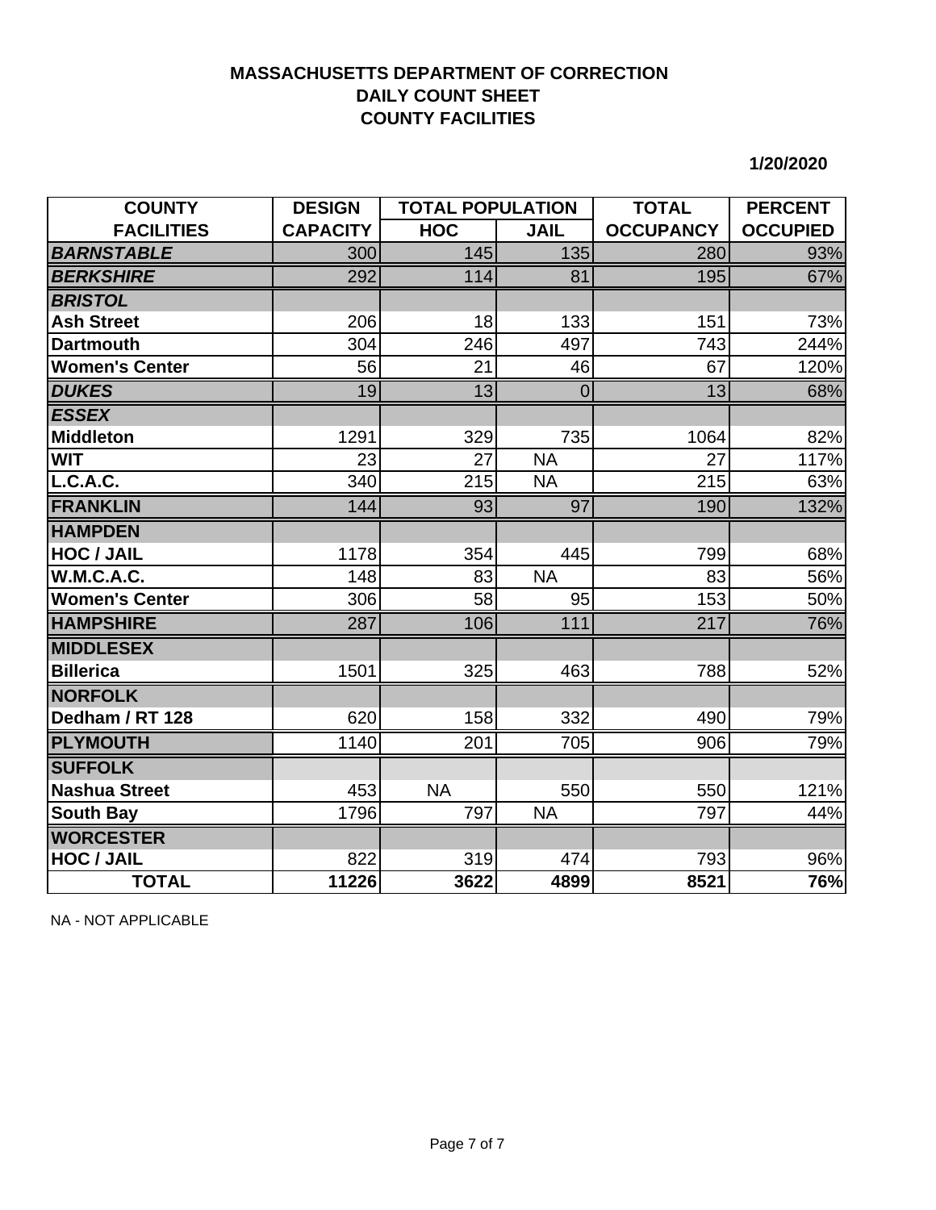**MASSACHUSETTS DEPARTMENT OF CORRECTION**
**DAILY COUNT SHEET**
**COUNTY FACILITIES**

**1/20/2020**

| COUNTY FACILITIES | DESIGN CAPACITY | TOTAL POPULATION | | TOTAL OCCUPANCY | PERCENT OCCUPIED |
|---|---|---|---|---|---|
| | | HOC | JAIL | | |
| ***BARNSTABLE*** | 300 | 145 | 135 | 280 | 93% |
| ***BERKSHIRE*** | 292 | 114 | 81 | 195 | 67% |
| ***BRISTOL*** | | | | | |
| **Ash Street** | 206 | 18 | 133 | 151 | 73% |
| **Dartmouth** | 304 | 246 | 497 | 743 | 244% |
| **Women's Center** | 56 | 21 | 46 | 67 | 120% |
| ***DUKES*** | 19 | 13 | 0 | 13 | 68% |
| ***ESSEX*** | | | | | |
| **Middleton** | 1291 | 329 | 735 | 1064 | 82% |
| **WIT** | 23 | 27 | NA | 27 | 117% |
| **L.C.A.C.** | 340 | 215 | NA | 215 | 63% |
| **FRANKLIN** | 144 | 93 | 97 | 190 | 132% |
| **HAMPDEN** | | | | | |
| **HOC / JAIL** | 1178 | 354 | 445 | 799 | 68% |
| **W.M.C.A.C.** | 148 | 83 | NA | 83 | 56% |
| **Women's Center** | 306 | 58 | 95 | 153 | 50% |
| **HAMPSHIRE** | 287 | 106 | 111 | 217 | 76% |
| **MIDDLESEX** | | | | | |
| **Billerica** | 1501 | 325 | 463 | 788 | 52% |
| **NORFOLK** | | | | | |
| **Dedham / RT 128** | 620 | 158 | 332 | 490 | 79% |
| **PLYMOUTH** | 1140 | 201 | 705 | 906 | 79% |
| **SUFFOLK** | | | | | |
| **Nashua Street** | 453 | NA | 550 | 550 | 121% |
| **South Bay** | 1796 | 797 | NA | 797 | 44% |
| **WORCESTER** | | | | | |
| **HOC / JAIL** | 822 | 319 | 474 | 793 | 96% |
| **TOTAL** | **11226** | **3622** | **4899** | **8521** | **76%** |

NA - NOT APPLICABLE